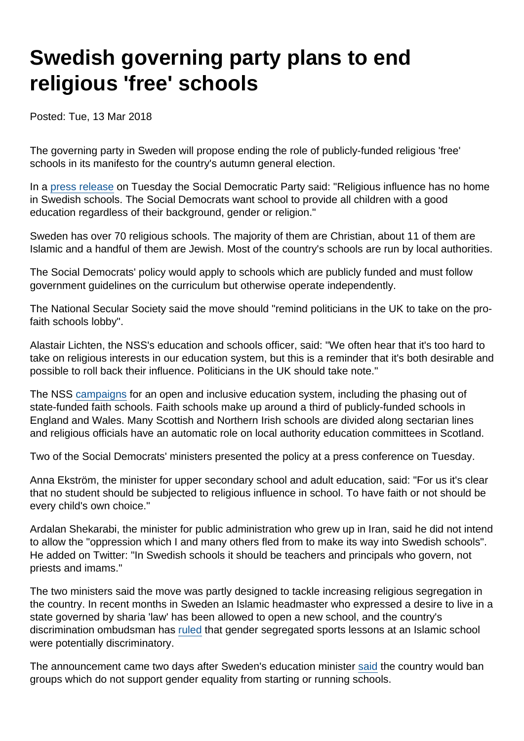# Swedish governing party plans to end religious 'free' schools

Posted: Tue, 13 Mar 2018

The governing party in Sweden will propose ending the role of publicly-funded religious 'free' schools in its manifesto for the country's autumn general election.

In a press release on Tuesday the Social Democratic Party said: "Religious influence has no home in Swedish schools. The Social Democrats want school to provide all children with a good education regardless of their background, gender or religion."

Sweden has over 70 religious schools. The majority of them are Christian, about 11 of them are Islamic and a handful of them are Jewish. Most of the country's schools are run by local authorities.

The Social Democrats' policy would apply to schools which are publicly funded and must follow government guidelines on the curriculum but otherwise operate independently.

The National Secular Society said the move should "remind politicians in the UK to take on the pro-faith schools lobby".

Alastair Lichten, the NSS's education and schools officer, said: "We often hear that it's too hard to take on religious interests in our education system, but this is a reminder that it's both desirable and possible to roll back their influence. Politicians in the UK should take note."

The NSS campaigns for an open and inclusive education system, including the phasing out of state-funded faith schools. Faith schools make up around a third of publicly-funded schools in England and Wales. Many Scottish and Northern Irish schools are divided along sectarian lines and religious officials have an automatic role on local authority education committees in Scotland.

Two of the Social Democrats' ministers presented the policy at a press conference on Tuesday.

Anna Ekström, the minister for upper secondary school and adult education, said: "For us it's clear that no student should be subjected to religious influence in school. To have faith or not should be every child's own choice."

Ardalan Shekarabi, the minister for public administration who grew up in Iran, said he did not intend to allow the "oppression which I and many others fled from to make its way into Swedish schools". He added on Twitter: "In Swedish schools it should be teachers and principals who govern, not priests and imams."

The two ministers said the move was partly designed to tackle increasing religious segregation in the country. In recent months in Sweden an Islamic headmaster who expressed a desire to live in a state governed by sharia 'law' has been allowed to open a new school, and the country's discrimination ombudsman has ruled that gender segregated sports lessons at an Islamic school were potentially discriminatory.

The announcement came two days after Sweden's education minister said the country would ban groups which do not support gender equality from starting or running schools.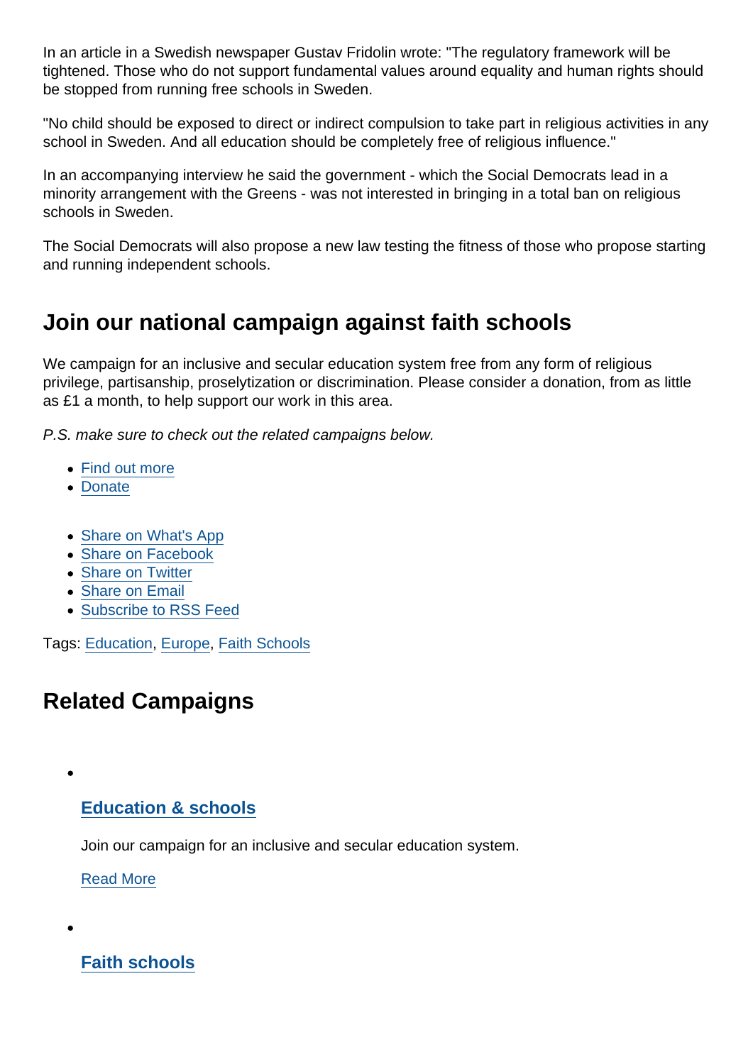In an article in a Swedish newspaper Gustav Fridolin wrote: "The regulatory framework will be tightened. Those who do not support fundamental values around equality and human rights should be stopped from running free schools in Sweden.

"No child should be exposed to direct or indirect compulsion to take part in religious activities in any school in Sweden. And all education should be completely free of religious influence."

In an accompanying interview he said the government - which the Social Democrats lead in a minority arrangement with the Greens - was not interested in bringing in a total ban on religious schools in Sweden.

The Social Democrats will also propose a new law testing the fitness of those who propose starting and running independent schools.

## Join our national campaign against faith schools

We campaign for an inclusive and secular education system free from any form of religious privilege, partisanship, proselytization or discrimination. Please consider a donation, from as little as £1 a month, to help support our work in this area.

*P.S. make sure to check out the related campaigns below.*

- Find out more
- Donate

- Share on What's App
- Share on Facebook
- Share on Twitter
- Share on Email
- Subscribe to RSS Feed

Tags: Education, Europe, Faith Schools

## Related Campaigns

- ### Education & schools

  Join our campaign for an inclusive and secular education system.

  Read More

- ### Faith schools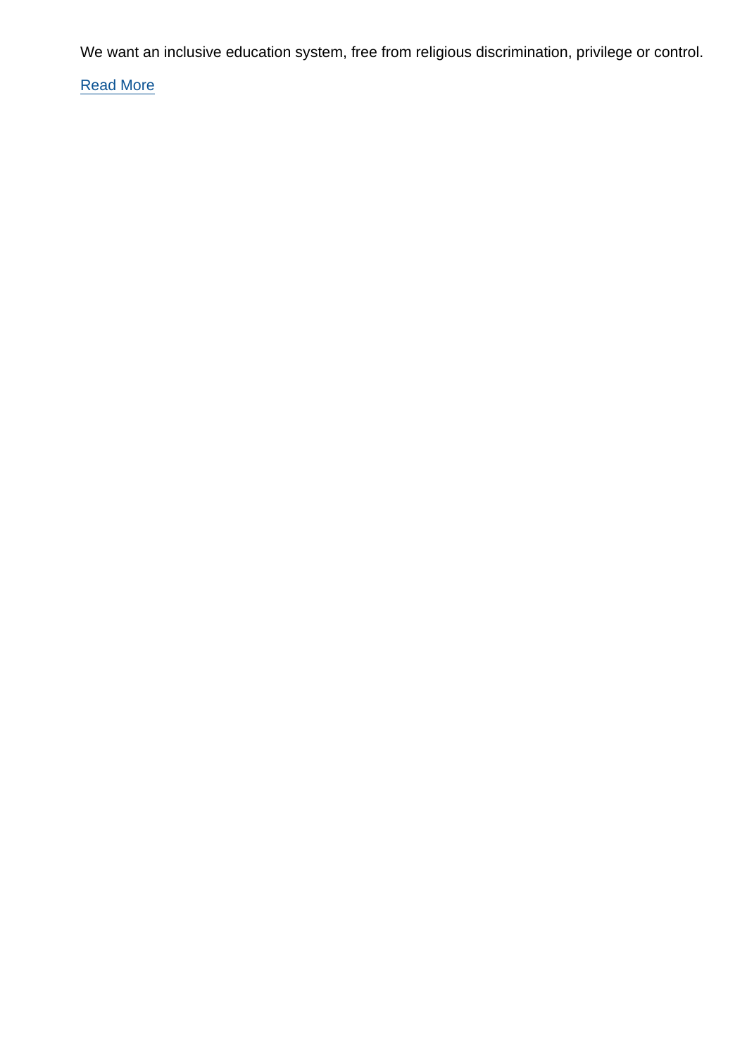We want an inclusive education system, free from religious discrimination, privilege or control.

Read More